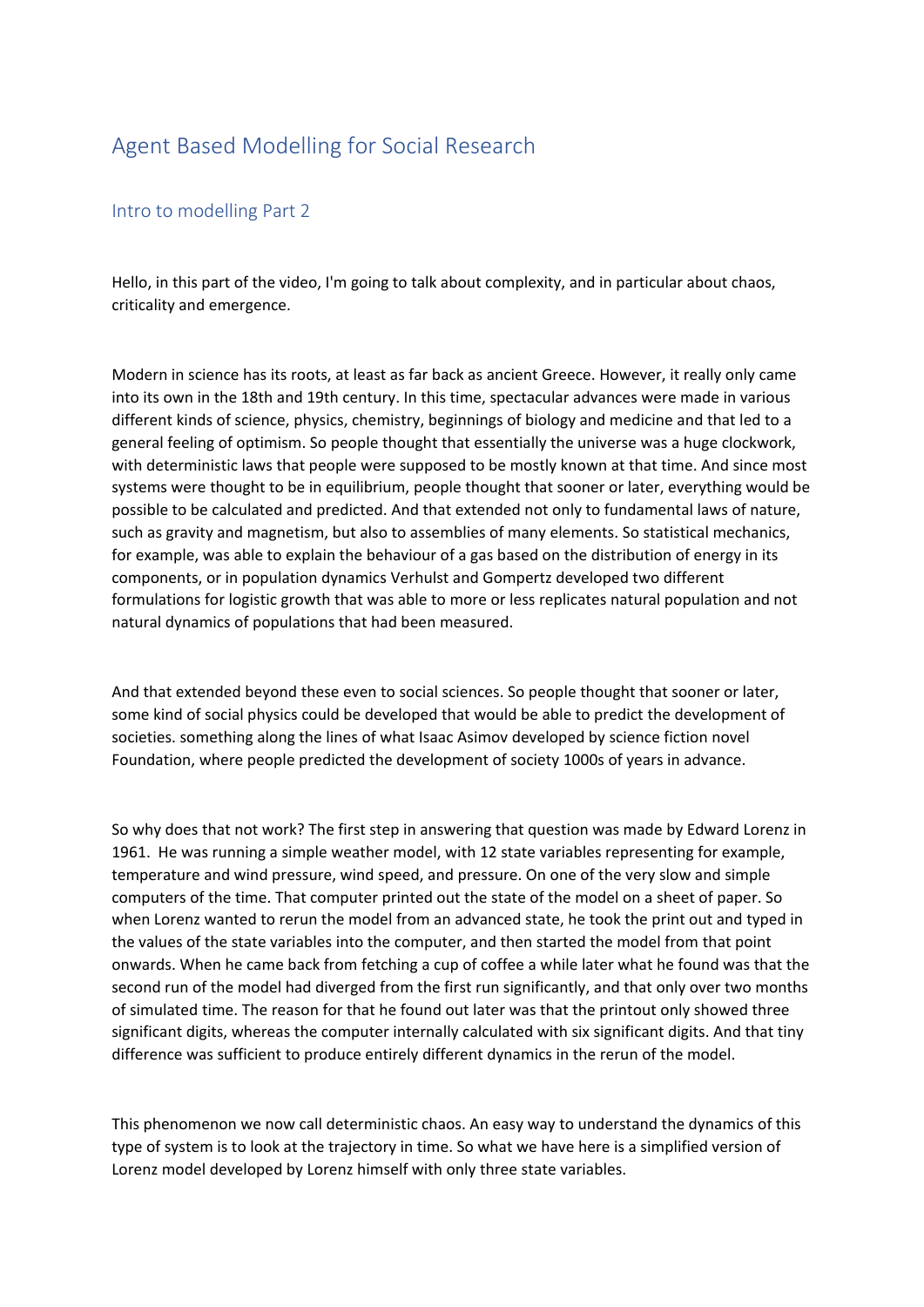# Agent Based Modelling for Social Research

## Intro to modelling Part 2

Hello, in this part of the video, I'm going to talk about complexity, and in particular about chaos, criticality and emergence.

Modern in science has its roots, at least as far back as ancient Greece. However, it really only came into its own in the 18th and 19th century. In this time, spectacular advances were made in various different kinds of science, physics, chemistry, beginnings of biology and medicine and that led to a general feeling of optimism. So people thought that essentially the universe was a huge clockwork, with deterministic laws that people were supposed to be mostly known at that time. And since most systems were thought to be in equilibrium, people thought that sooner or later, everything would be possible to be calculated and predicted. And that extended not only to fundamental laws of nature, such as gravity and magnetism, but also to assemblies of many elements. So statistical mechanics, for example, was able to explain the behaviour of a gas based on the distribution of energy in its components, or in population dynamics Verhulst and Gompertz developed two different formulations for logistic growth that was able to more or less replicates natural population and not natural dynamics of populations that had been measured.

And that extended beyond these even to social sciences. So people thought that sooner or later, some kind of social physics could be developed that would be able to predict the development of societies. something along the lines of what Isaac Asimov developed by science fiction novel Foundation, where people predicted the development of society 1000s of years in advance.

So why does that not work? The first step in answering that question was made by Edward Lorenz in 1961. He was running a simple weather model, with 12 state variables representing for example, temperature and wind pressure, wind speed, and pressure. On one of the very slow and simple computers of the time. That computer printed out the state of the model on a sheet of paper. So when Lorenz wanted to rerun the model from an advanced state, he took the print out and typed in the values of the state variables into the computer, and then started the model from that point onwards. When he came back from fetching a cup of coffee a while later what he found was that the second run of the model had diverged from the first run significantly, and that only over two months of simulated time. The reason for that he found out later was that the printout only showed three significant digits, whereas the computer internally calculated with six significant digits. And that tiny difference was sufficient to produce entirely different dynamics in the rerun of the model.

This phenomenon we now call deterministic chaos. An easy way to understand the dynamics of this type of system is to look at the trajectory in time. So what we have here is a simplified version of Lorenz model developed by Lorenz himself with only three state variables.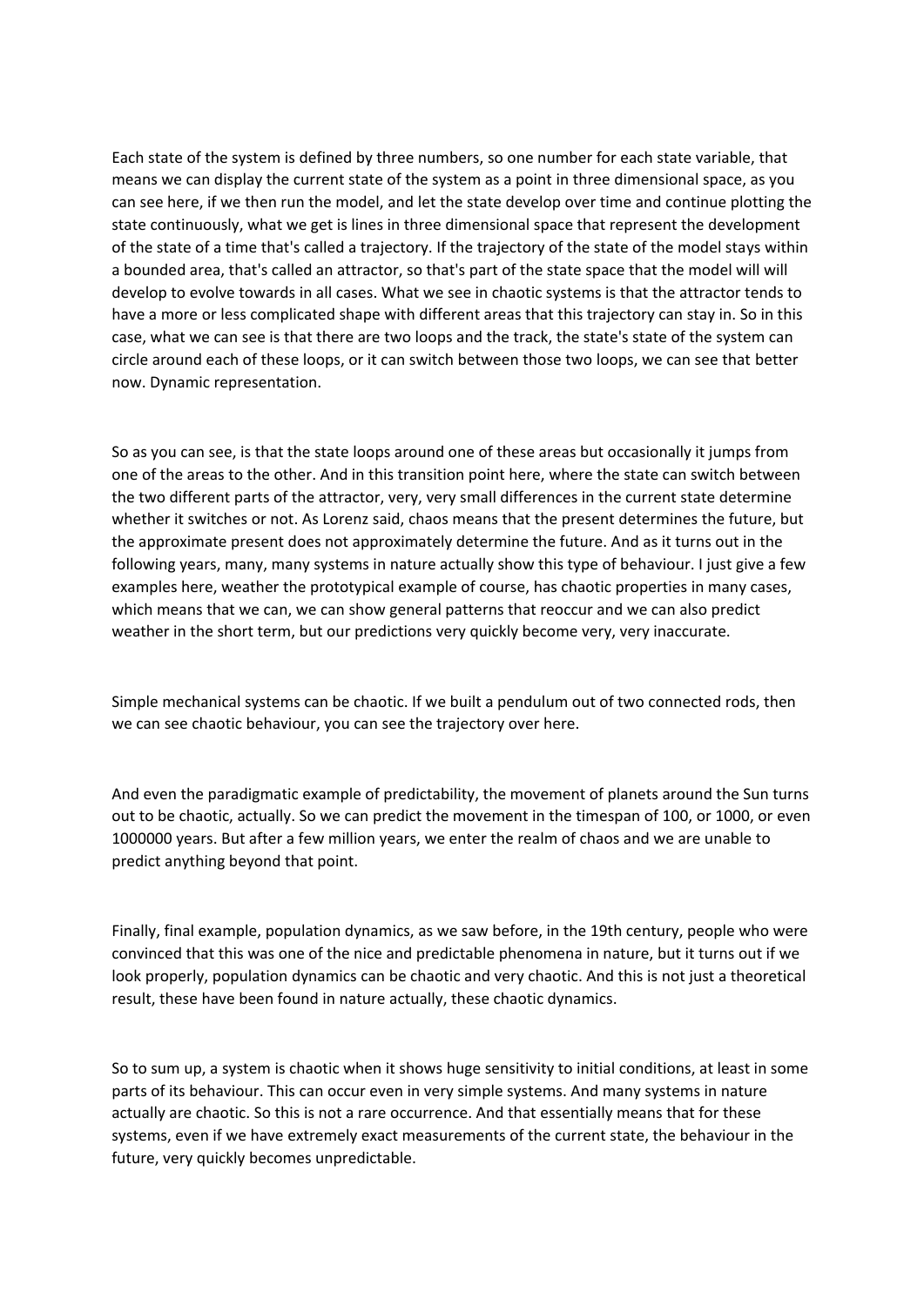Each state of the system is defined by three numbers, so one number for each state variable, that means we can display the current state of the system as a point in three dimensional space, as you can see here, if we then run the model, and let the state develop over time and continue plotting the state continuously, what we get is lines in three dimensional space that represent the development of the state of a time that's called a trajectory. If the trajectory of the state of the model stays within a bounded area, that's called an attractor, so that's part of the state space that the model will will develop to evolve towards in all cases. What we see in chaotic systems is that the attractor tends to have a more or less complicated shape with different areas that this trajectory can stay in. So in this case, what we can see is that there are two loops and the track, the state's state of the system can circle around each of these loops, or it can switch between those two loops, we can see that better now. Dynamic representation.

So as you can see, is that the state loops around one of these areas but occasionally it jumps from one of the areas to the other. And in this transition point here, where the state can switch between the two different parts of the attractor, very, very small differences in the current state determine whether it switches or not. As Lorenz said, chaos means that the present determines the future, but the approximate present does not approximately determine the future. And as it turns out in the following years, many, many systems in nature actually show this type of behaviour. I just give a few examples here, weather the prototypical example of course, has chaotic properties in many cases, which means that we can, we can show general patterns that reoccur and we can also predict weather in the short term, but our predictions very quickly become very, very inaccurate.

Simple mechanical systems can be chaotic. If we built a pendulum out of two connected rods, then we can see chaotic behaviour, you can see the trajectory over here.

And even the paradigmatic example of predictability, the movement of planets around the Sun turns out to be chaotic, actually. So we can predict the movement in the timespan of 100, or 1000, or even 1000000 years. But after a few million years, we enter the realm of chaos and we are unable to predict anything beyond that point.

Finally, final example, population dynamics, as we saw before, in the 19th century, people who were convinced that this was one of the nice and predictable phenomena in nature, but it turns out if we look properly, population dynamics can be chaotic and very chaotic. And this is not just a theoretical result, these have been found in nature actually, these chaotic dynamics.

So to sum up, a system is chaotic when it shows huge sensitivity to initial conditions, at least in some parts of its behaviour. This can occur even in very simple systems. And many systems in nature actually are chaotic. So this is not a rare occurrence. And that essentially means that for these systems, even if we have extremely exact measurements of the current state, the behaviour in the future, very quickly becomes unpredictable.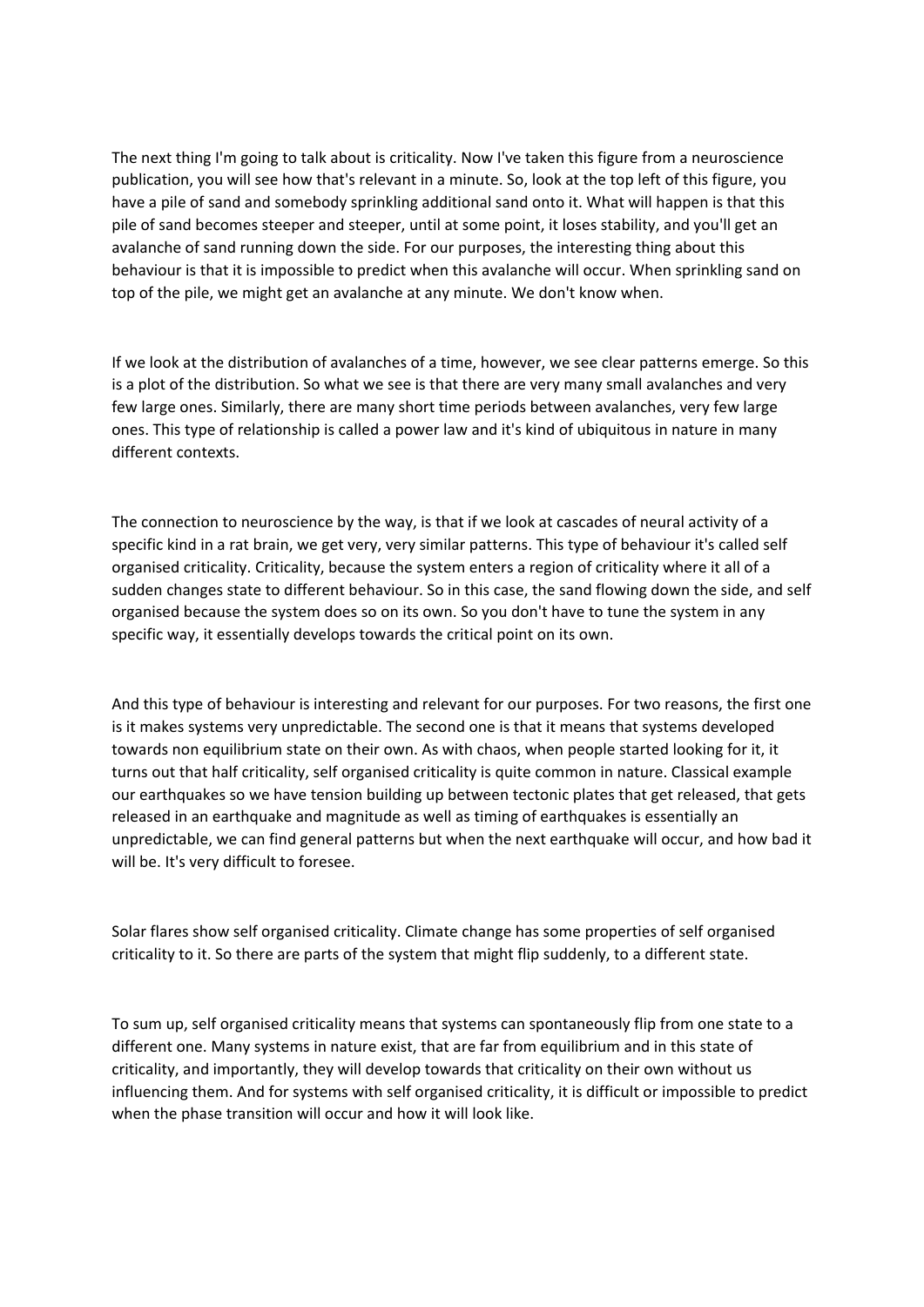The next thing I'm going to talk about is criticality. Now I've taken this figure from a neuroscience publication, you will see how that's relevant in a minute. So, look at the top left of this figure, you have a pile of sand and somebody sprinkling additional sand onto it. What will happen is that this pile of sand becomes steeper and steeper, until at some point, it loses stability, and you'll get an avalanche of sand running down the side. For our purposes, the interesting thing about this behaviour is that it is impossible to predict when this avalanche will occur. When sprinkling sand on top of the pile, we might get an avalanche at any minute. We don't know when.

If we look at the distribution of avalanches of a time, however, we see clear patterns emerge. So this is a plot of the distribution. So what we see is that there are very many small avalanches and very few large ones. Similarly, there are many short time periods between avalanches, very few large ones. This type of relationship is called a power law and it's kind of ubiquitous in nature in many different contexts.

The connection to neuroscience by the way, is that if we look at cascades of neural activity of a specific kind in a rat brain, we get very, very similar patterns. This type of behaviour it's called self organised criticality. Criticality, because the system enters a region of criticality where it all of a sudden changes state to different behaviour. So in this case, the sand flowing down the side, and self organised because the system does so on its own. So you don't have to tune the system in any specific way, it essentially develops towards the critical point on its own.

And this type of behaviour is interesting and relevant for our purposes. For two reasons, the first one is it makes systems very unpredictable. The second one is that it means that systems developed towards non equilibrium state on their own. As with chaos, when people started looking for it, it turns out that half criticality, self organised criticality is quite common in nature. Classical example our earthquakes so we have tension building up between tectonic plates that get released, that gets released in an earthquake and magnitude as well as timing of earthquakes is essentially an unpredictable, we can find general patterns but when the next earthquake will occur, and how bad it will be. It's very difficult to foresee.

Solar flares show self organised criticality. Climate change has some properties of self organised criticality to it. So there are parts of the system that might flip suddenly, to a different state.

To sum up, self organised criticality means that systems can spontaneously flip from one state to a different one. Many systems in nature exist, that are far from equilibrium and in this state of criticality, and importantly, they will develop towards that criticality on their own without us influencing them. And for systems with self organised criticality, it is difficult or impossible to predict when the phase transition will occur and how it will look like.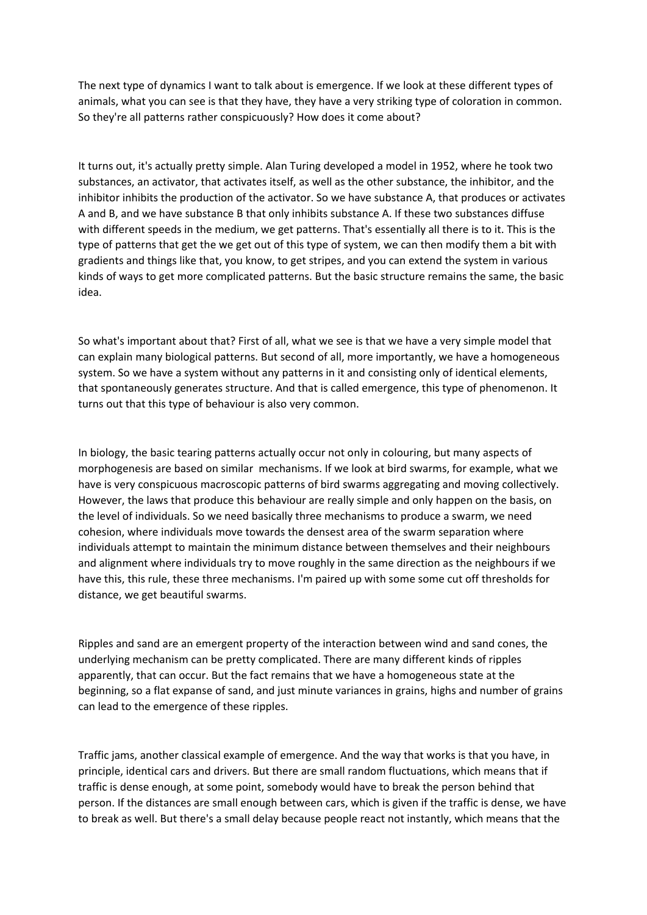The next type of dynamics I want to talk about is emergence. If we look at these different types of animals, what you can see is that they have, they have a very striking type of coloration in common. So they're all patterns rather conspicuously? How does it come about?

It turns out, it's actually pretty simple. Alan Turing developed a model in 1952, where he took two substances, an activator, that activates itself, as well as the other substance, the inhibitor, and the inhibitor inhibits the production of the activator. So we have substance A, that produces or activates A and B, and we have substance B that only inhibits substance A. If these two substances diffuse with different speeds in the medium, we get patterns. That's essentially all there is to it. This is the type of patterns that get the we get out of this type of system, we can then modify them a bit with gradients and things like that, you know, to get stripes, and you can extend the system in various kinds of ways to get more complicated patterns. But the basic structure remains the same, the basic idea.

So what's important about that? First of all, what we see is that we have a very simple model that can explain many biological patterns. But second of all, more importantly, we have a homogeneous system. So we have a system without any patterns in it and consisting only of identical elements, that spontaneously generates structure. And that is called emergence, this type of phenomenon. It turns out that this type of behaviour is also very common.

In biology, the basic tearing patterns actually occur not only in colouring, but many aspects of morphogenesis are based on similar mechanisms. If we look at bird swarms, for example, what we have is very conspicuous macroscopic patterns of bird swarms aggregating and moving collectively. However, the laws that produce this behaviour are really simple and only happen on the basis, on the level of individuals. So we need basically three mechanisms to produce a swarm, we need cohesion, where individuals move towards the densest area of the swarm separation where individuals attempt to maintain the minimum distance between themselves and their neighbours and alignment where individuals try to move roughly in the same direction as the neighbours if we have this, this rule, these three mechanisms. I'm paired up with some some cut off thresholds for distance, we get beautiful swarms.

Ripples and sand are an emergent property of the interaction between wind and sand cones, the underlying mechanism can be pretty complicated. There are many different kinds of ripples apparently, that can occur. But the fact remains that we have a homogeneous state at the beginning, so a flat expanse of sand, and just minute variances in grains, highs and number of grains can lead to the emergence of these ripples.

Traffic jams, another classical example of emergence. And the way that works is that you have, in principle, identical cars and drivers. But there are small random fluctuations, which means that if traffic is dense enough, at some point, somebody would have to break the person behind that person. If the distances are small enough between cars, which is given if the traffic is dense, we have to break as well. But there's a small delay because people react not instantly, which means that the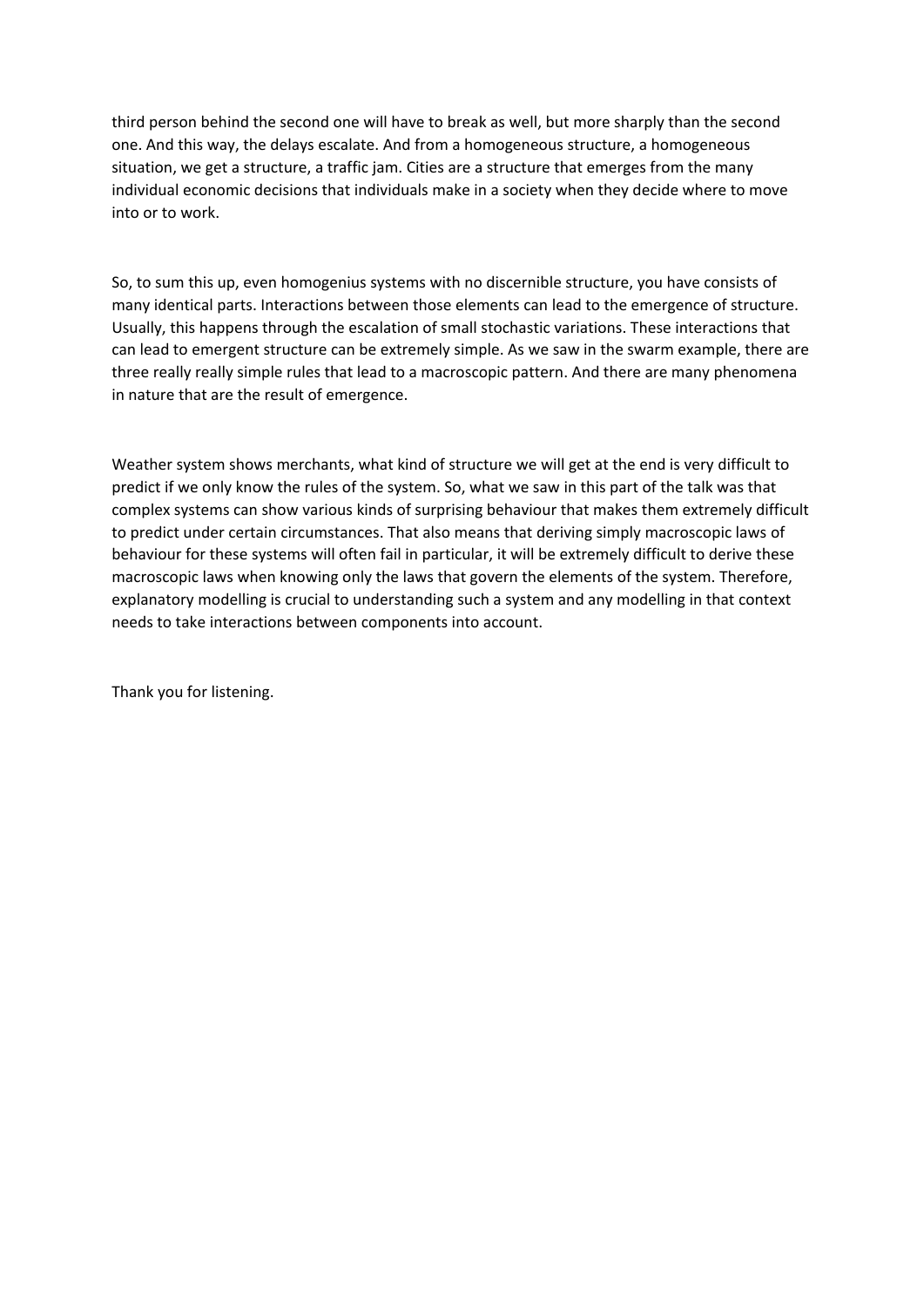third person behind the second one will have to break as well, but more sharply than the second one. And this way, the delays escalate. And from a homogeneous structure, a homogeneous situation, we get a structure, a traffic jam. Cities are a structure that emerges from the many individual economic decisions that individuals make in a society when they decide where to move into or to work.

So, to sum this up, even homogenius systems with no discernible structure, you have consists of many identical parts. Interactions between those elements can lead to the emergence of structure. Usually, this happens through the escalation of small stochastic variations. These interactions that can lead to emergent structure can be extremely simple. As we saw in the swarm example, there are three really really simple rules that lead to a macroscopic pattern. And there are many phenomena in nature that are the result of emergence.

Weather system shows merchants, what kind of structure we will get at the end is very difficult to predict if we only know the rules of the system. So, what we saw in this part of the talk was that complex systems can show various kinds of surprising behaviour that makes them extremely difficult to predict under certain circumstances. That also means that deriving simply macroscopic laws of behaviour for these systems will often fail in particular, it will be extremely difficult to derive these macroscopic laws when knowing only the laws that govern the elements of the system. Therefore, explanatory modelling is crucial to understanding such a system and any modelling in that context needs to take interactions between components into account.

Thank you for listening.